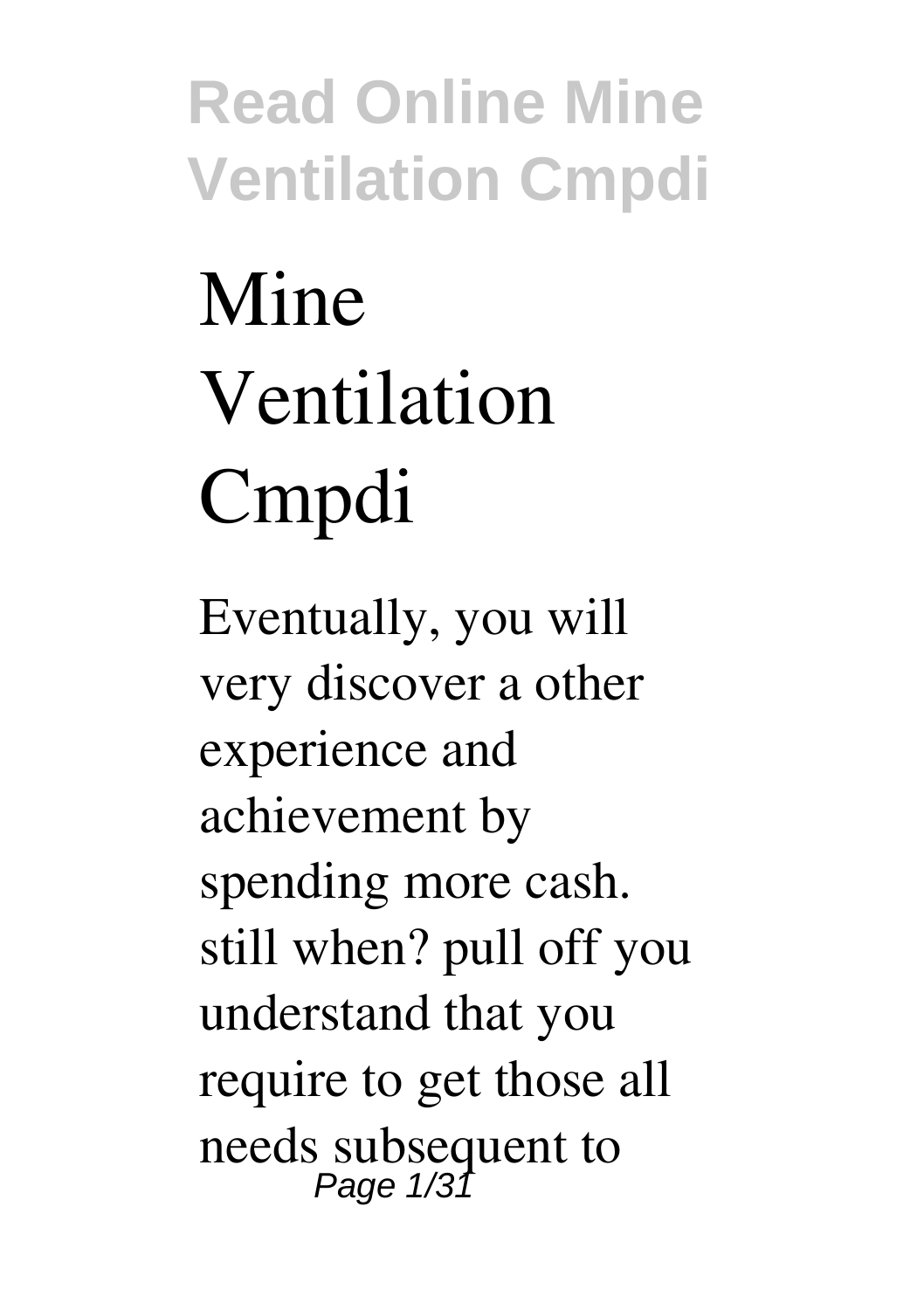# Mine Ventilation Cmpdi

Eventually, you will very discover a other experience and achievement by spending more cash. still when? pull off you understand that you require to get those all needs subsequent to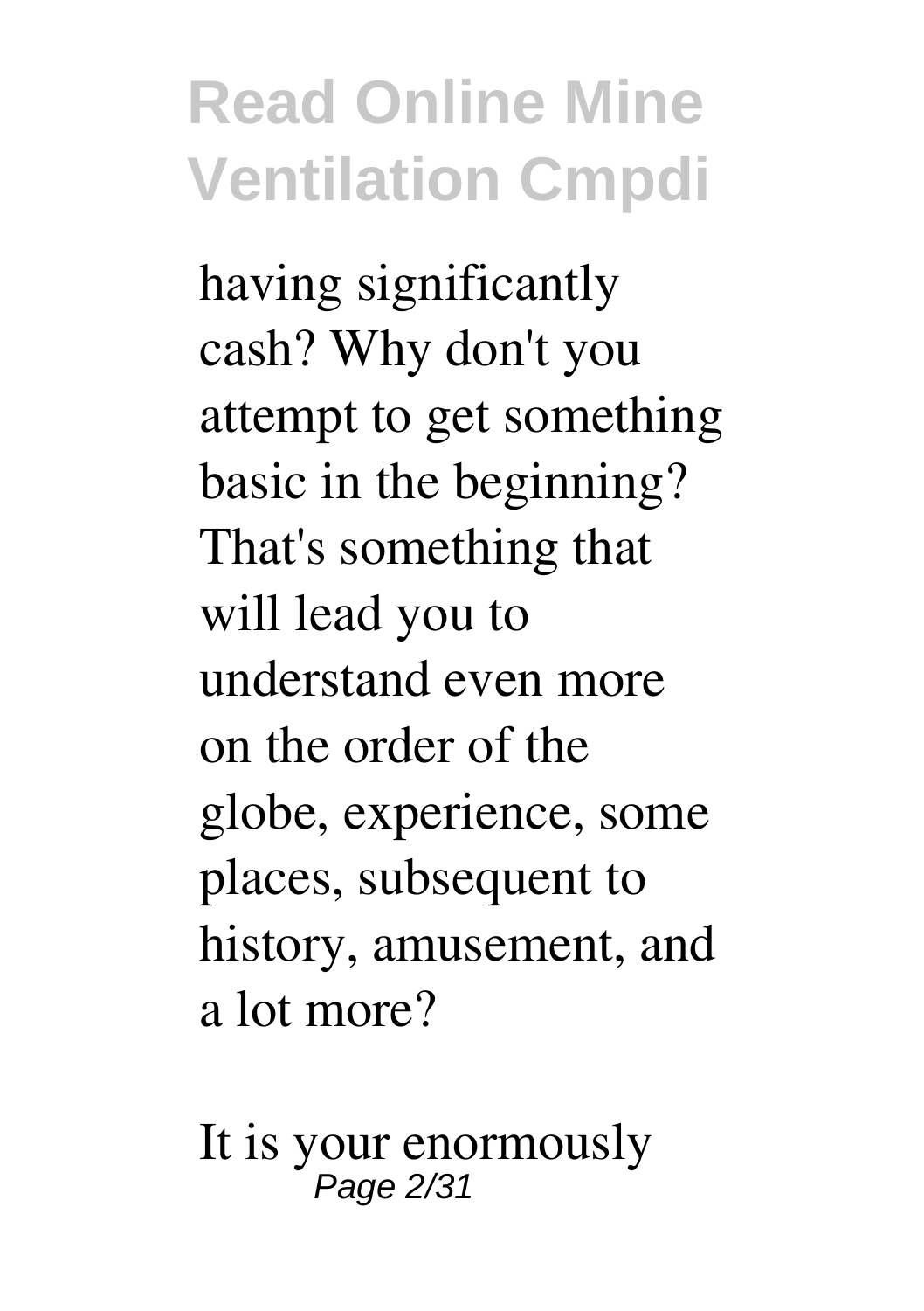having significantly cash? Why don't you attempt to get something basic in the beginning? That's something that will lead you to understand even more on the order of the globe, experience, some places, subsequent to history, amusement, and a lot more?

It is your enormously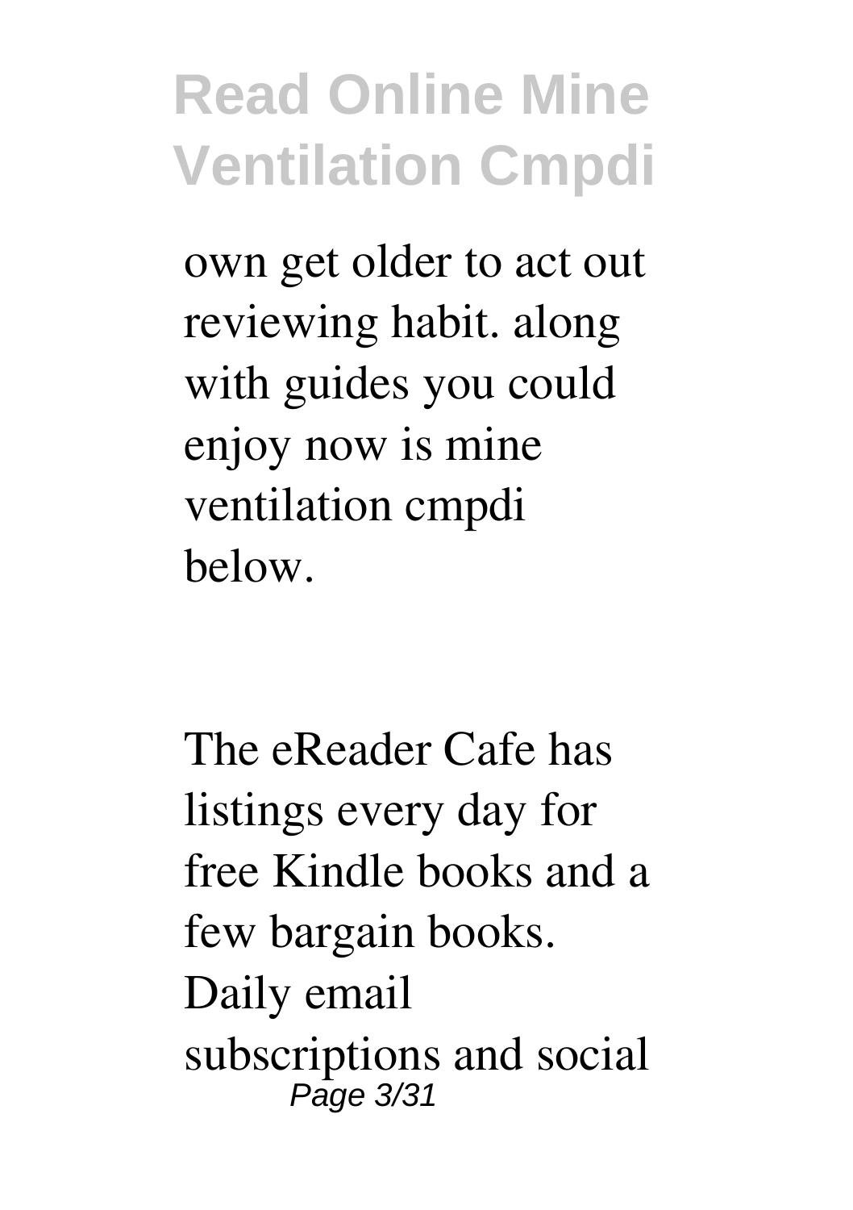own get older to act out reviewing habit. along with guides you could enjoy now is mine ventilation cmpdi below.

The eReader Cafe has listings every day for free Kindle books and a few bargain books. Daily email subscriptions and social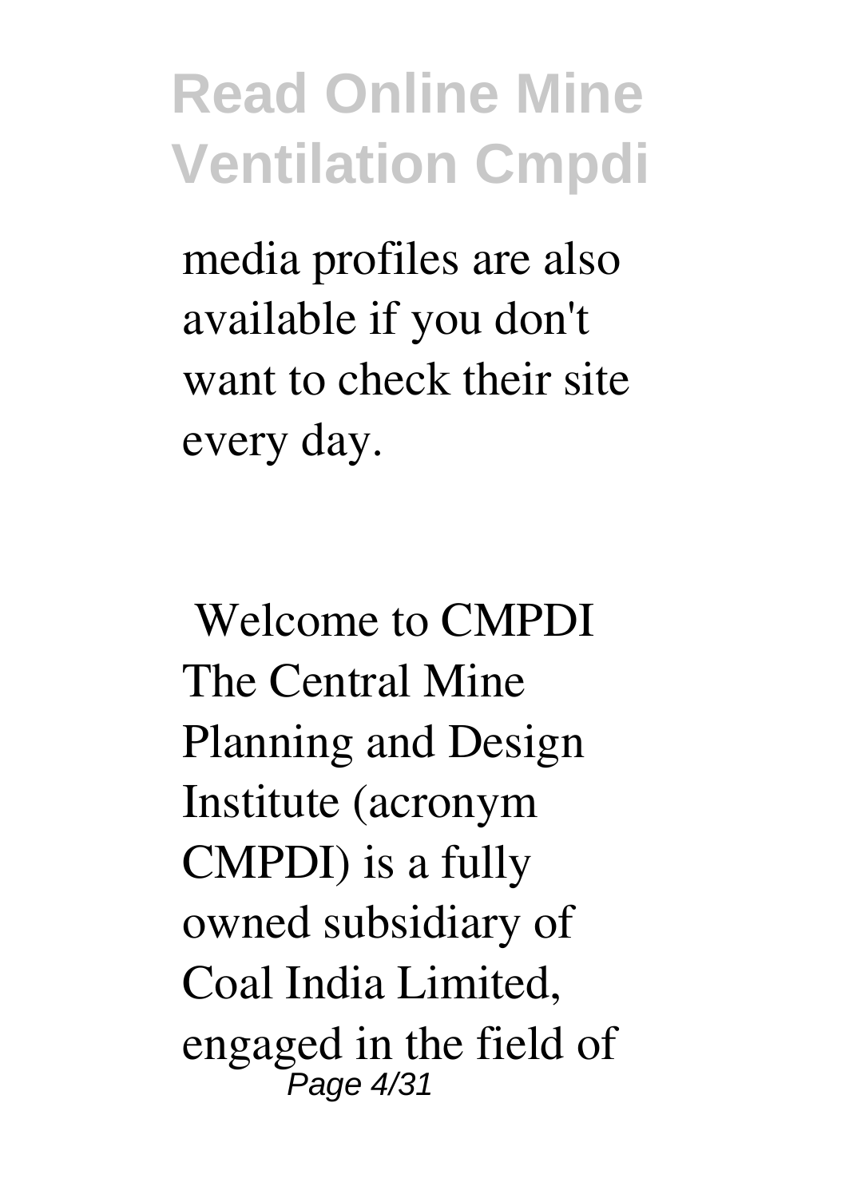media profiles are also available if you don't want to check their site every day.

**Welcome to CMPDI**

The Central Mine Planning and Design Institute (acronym CMPDI) is a fully owned subsidiary of Coal India Limited, engaged in the field of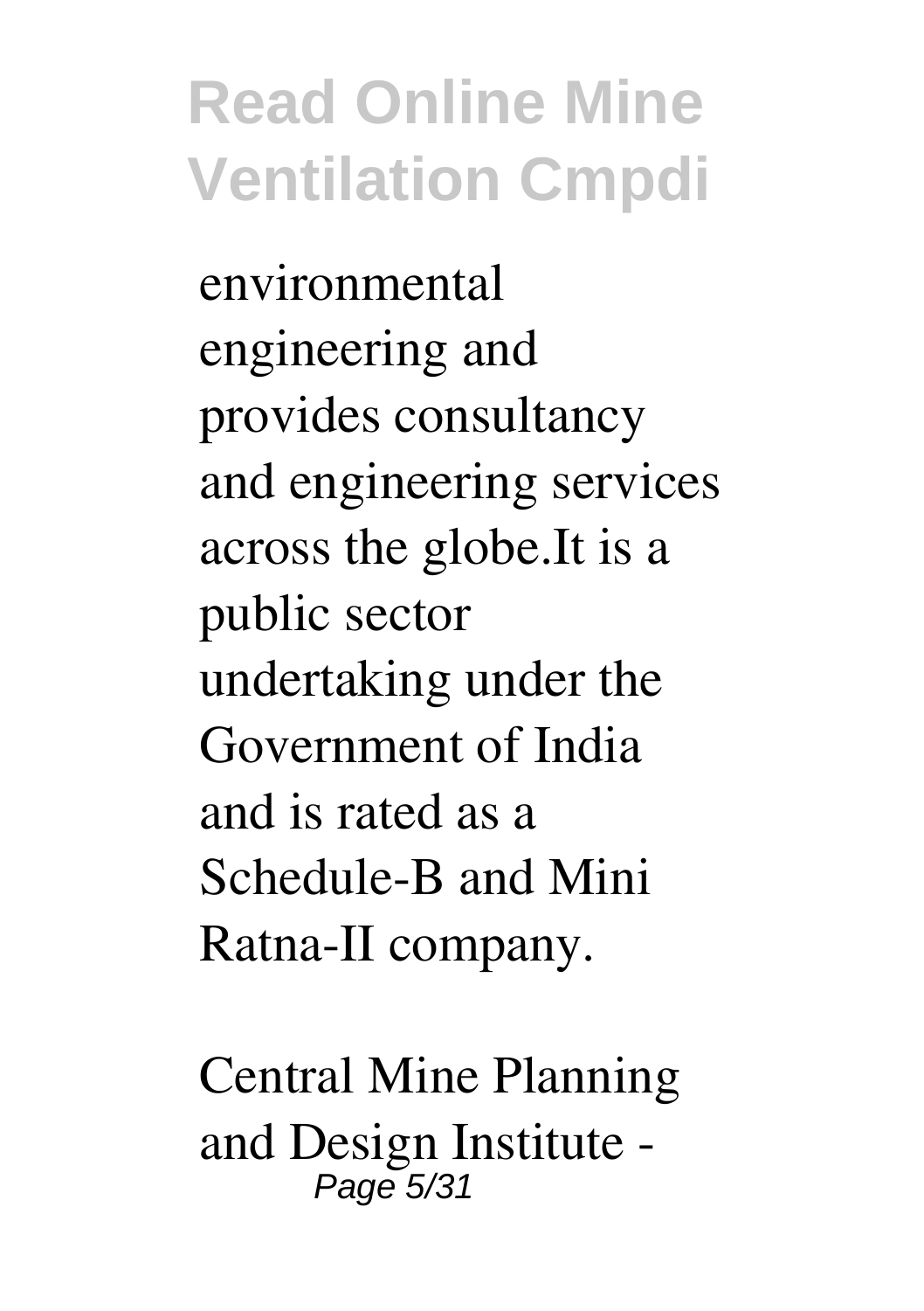environmental engineering and provides consultancy and engineering services across the globe.It is a public sector undertaking under the Government of India and is rated as a Schedule-B and Mini Ratna-II company.

Central Mine Planning and Design Institute -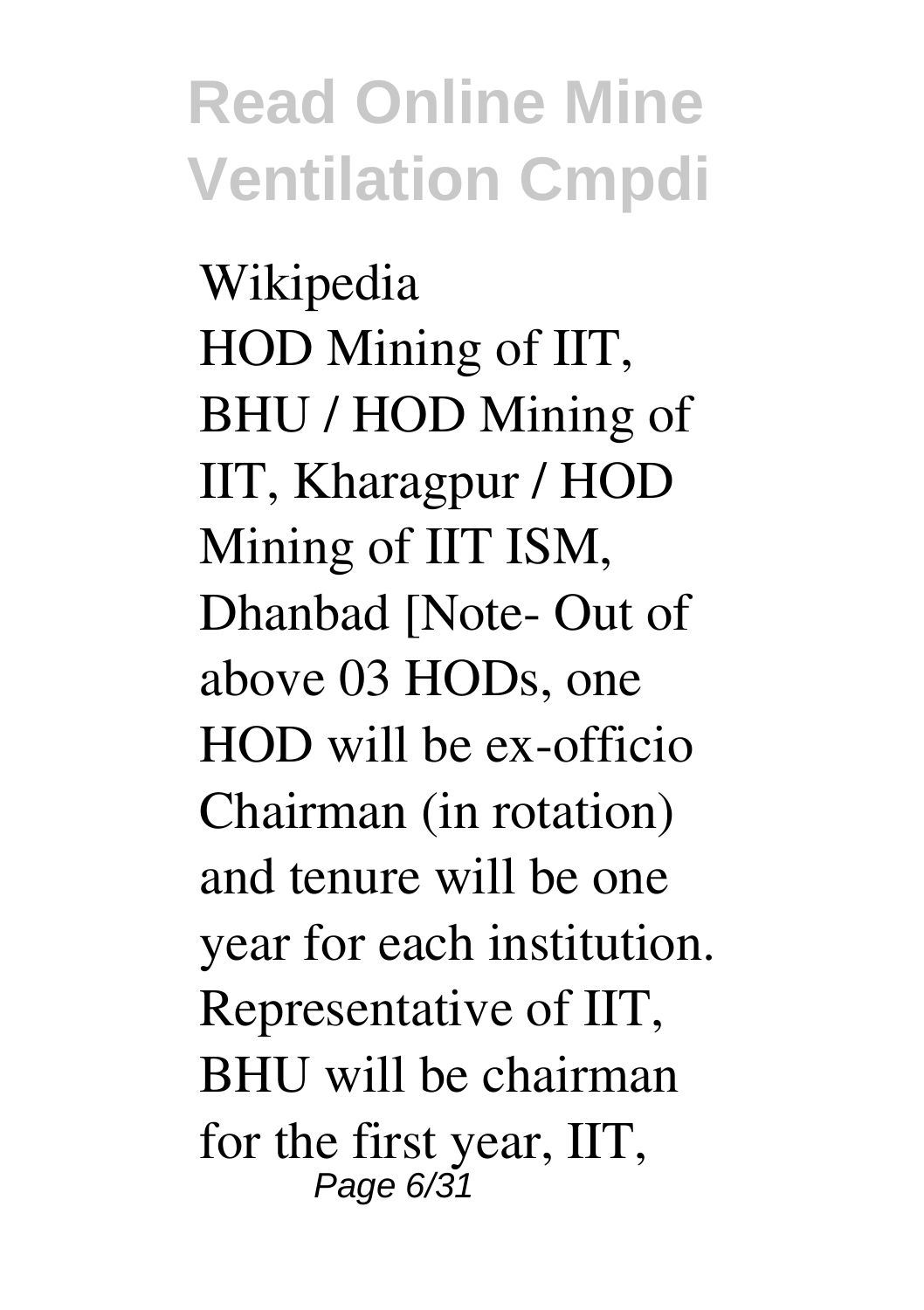*Wikipedia*

HOD Mining of IIT, BHU / HOD Mining of IIT, Kharagpur / HOD Mining of IIT ISM, Dhanbad [Note- Out of above 03 HODs, one HOD will be ex-officio Chairman (in rotation) and tenure will be one year for each institution. Representative of IIT, BHU will be chairman for the first year, IIT,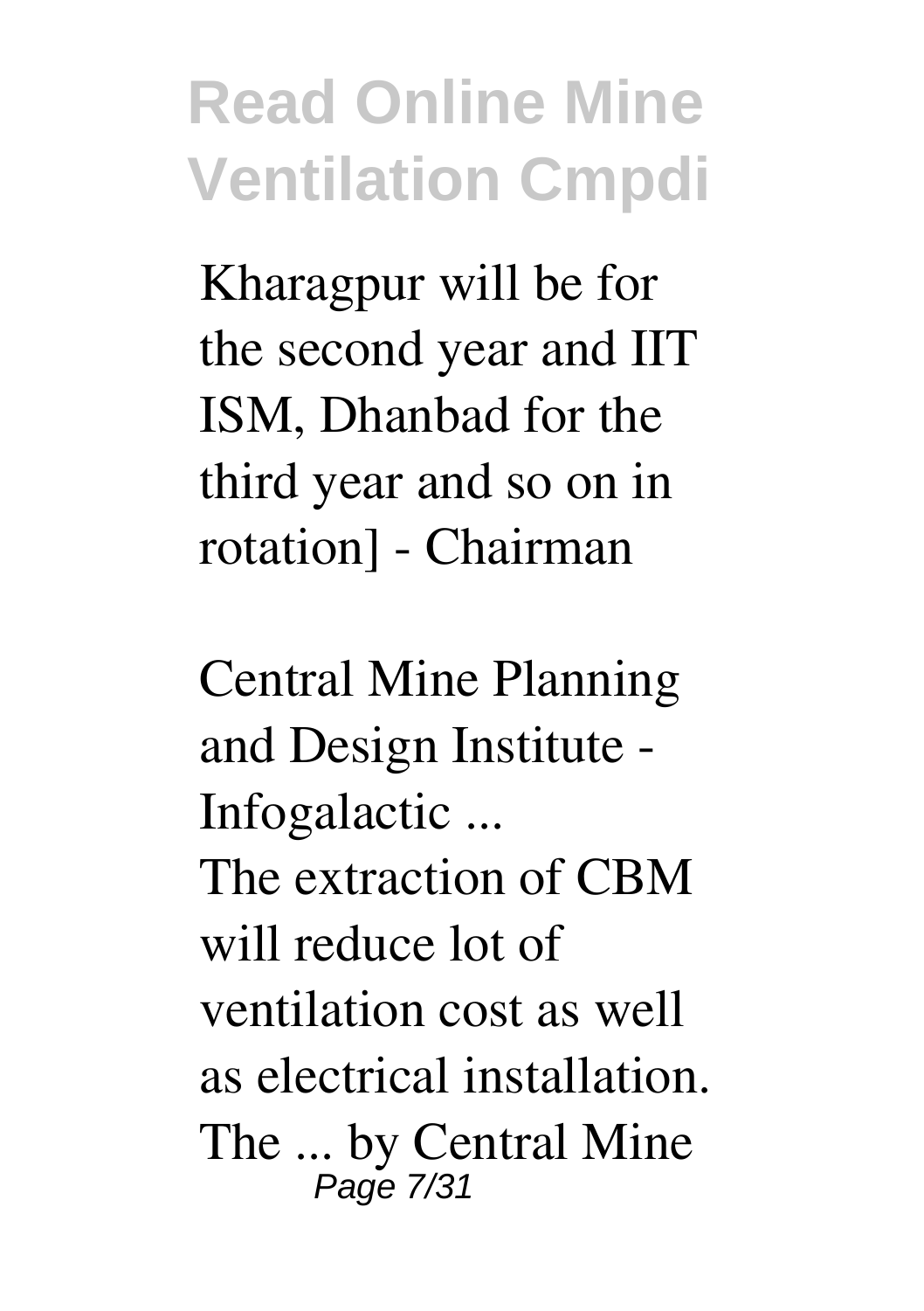Kharagpur will be for the second year and IIT ISM, Dhanbad for the third year and so on in rotation] - Chairman

**Central Mine Planning and Design Institute - Infogalactic ...**

The extraction of CBM will reduce lot of ventilation cost as well as electrical installation. The ... by Central Mine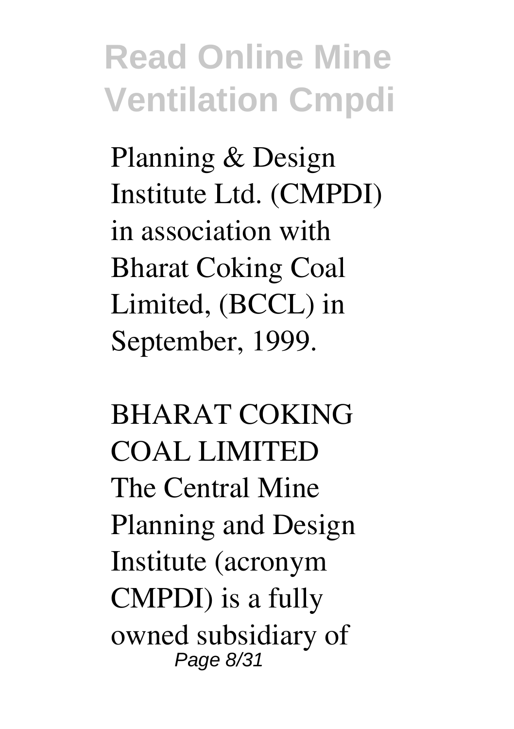Planning & Design Institute Ltd. (CMPDI) in association with Bharat Coking Coal Limited, (BCCL) in September, 1999.

BHARAT COKING COAL LIMITED

The Central Mine Planning and Design Institute (acronym CMPDI) is a fully owned subsidiary of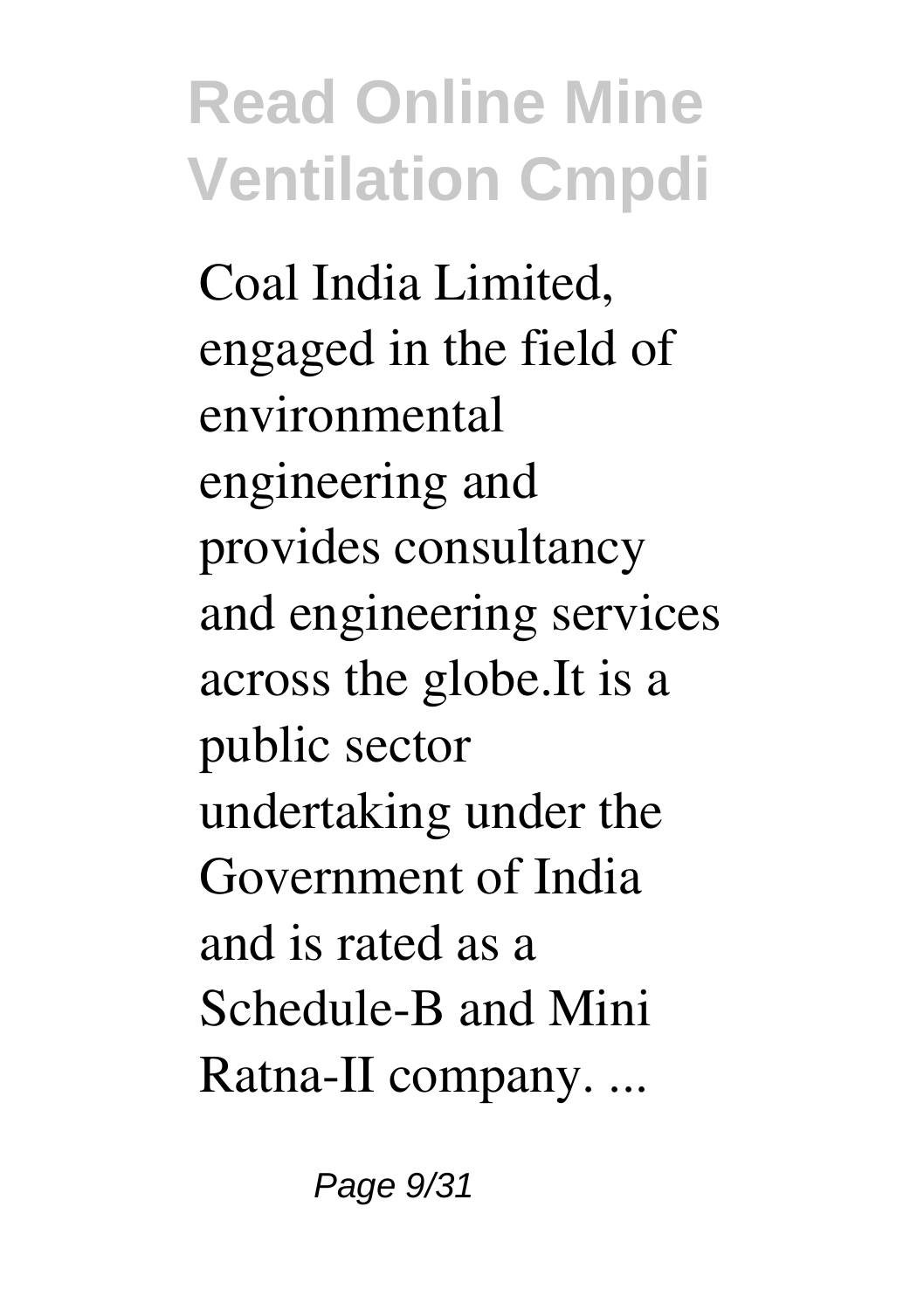Coal India Limited, engaged in the field of environmental engineering and provides consultancy and engineering services across the globe.It is a public sector undertaking under the Government of India and is rated as a Schedule-B and Mini Ratna-II company. ...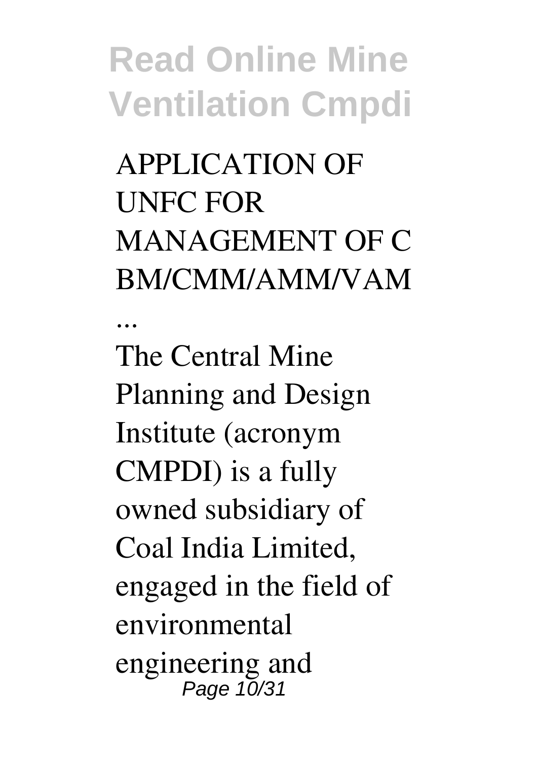**APPLICATION OF UNFC FOR MANAGEMENT OF CBM/CMM/AMM/VAM ...**

The Central Mine Planning and Design Institute (acronym CMPDI) is a fully owned subsidiary of Coal India Limited, engaged in the field of environmental engineering and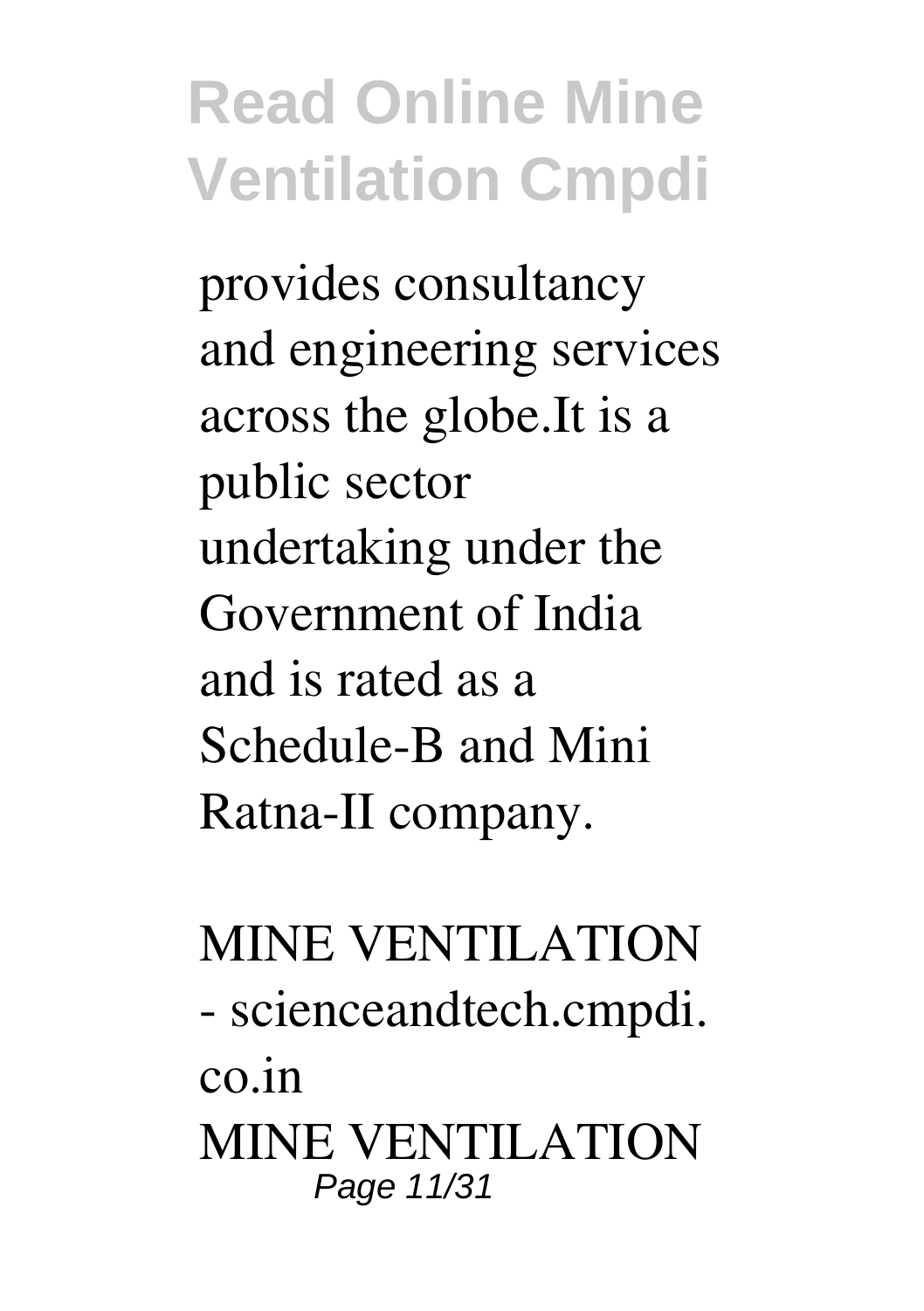provides consultancy and engineering services across the globe.It is a public sector undertaking under the Government of India and is rated as a Schedule-B and Mini Ratna-II company.

MINE VENTILATION - scienceandtech.cmpdi.co.in

MINE VENTILATION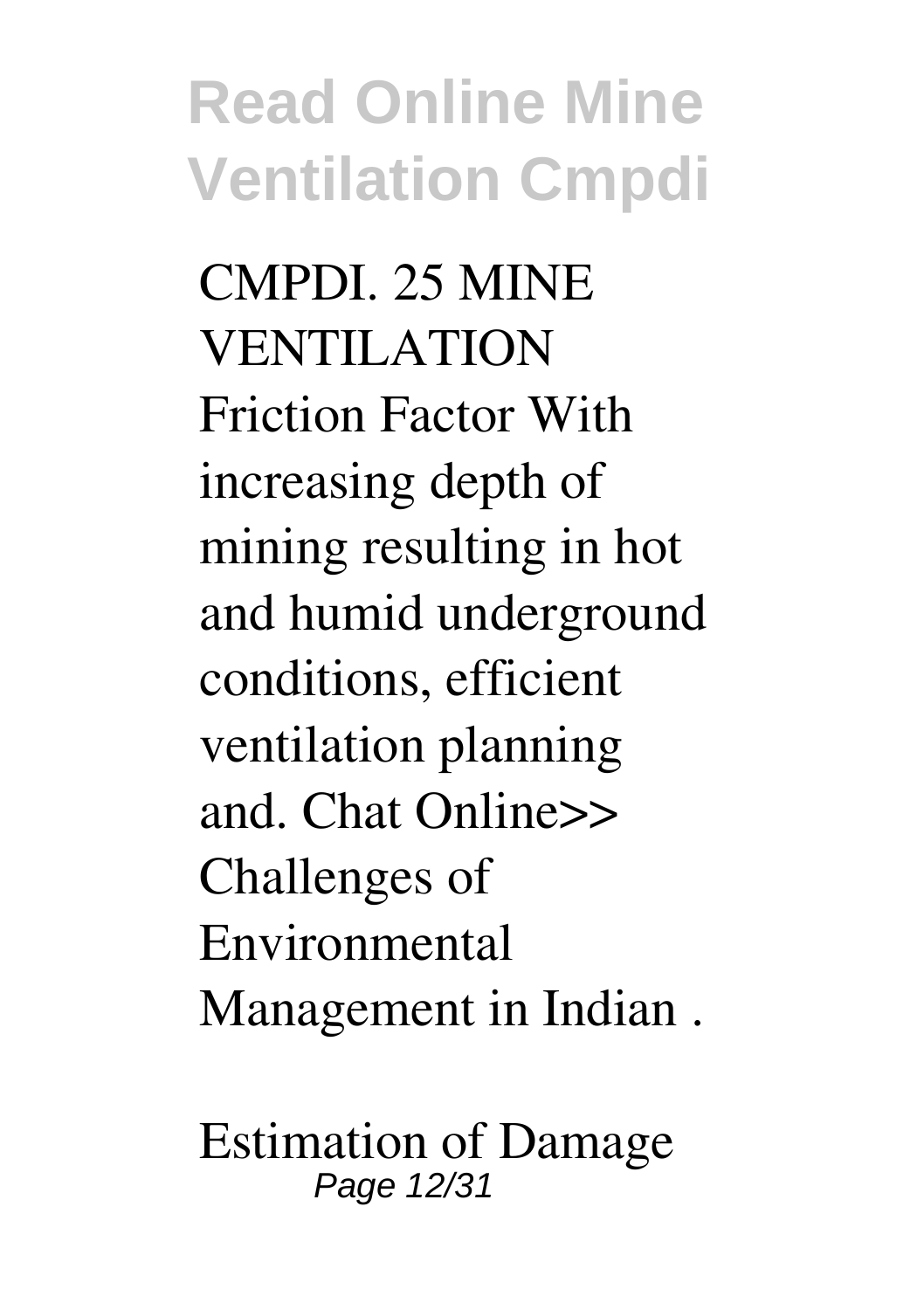CMPDI. 25 MINE VENTILATION Friction Factor With increasing depth of mining resulting in hot and humid underground conditions, efficient ventilation planning and. Chat Online>> Challenges of Environmental Management in Indian .

Estimation of Damage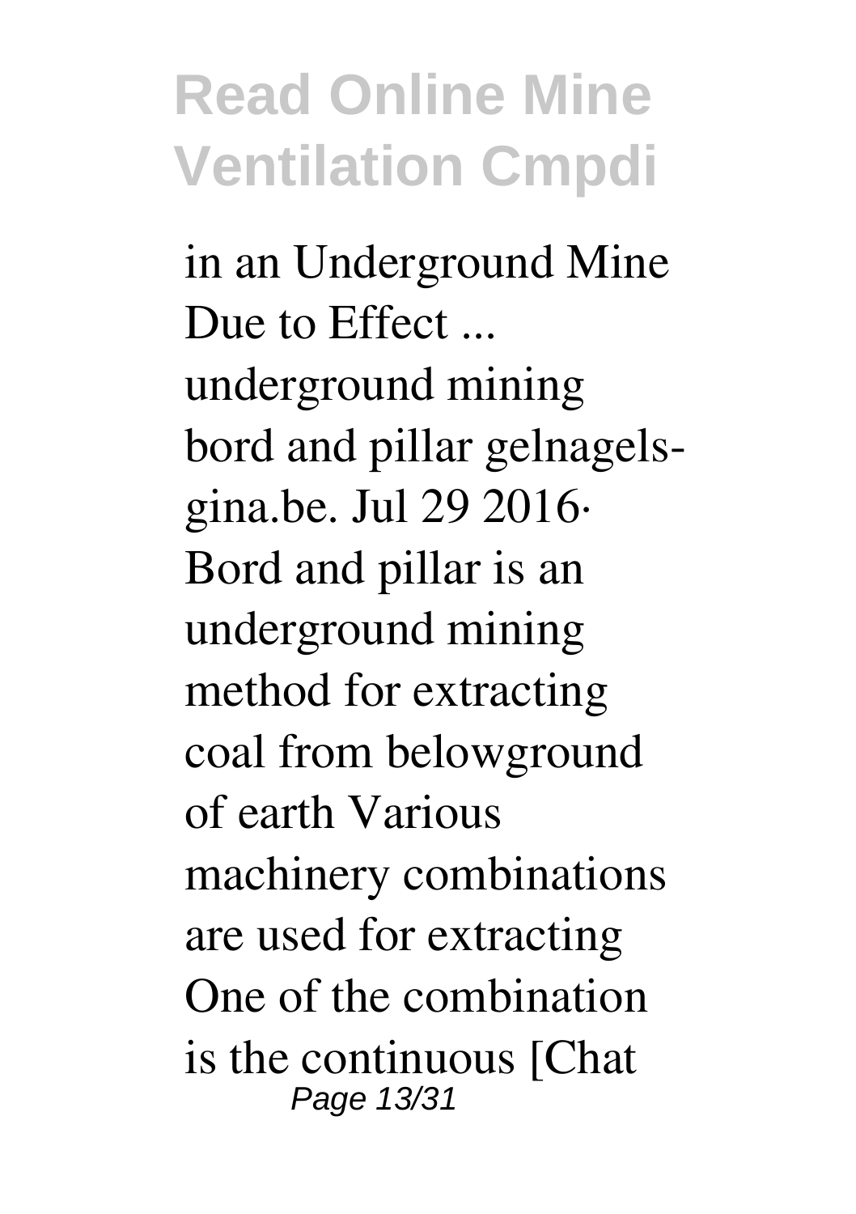in an Underground Mine Due to Effect ...

underground mining bord and pillar gelnagels-gina.be. Jul 29 2016· Bord and pillar is an underground mining method for extracting coal from belowground of earth Various machinery combinations are used for extracting One of the combination is the continuous [Chat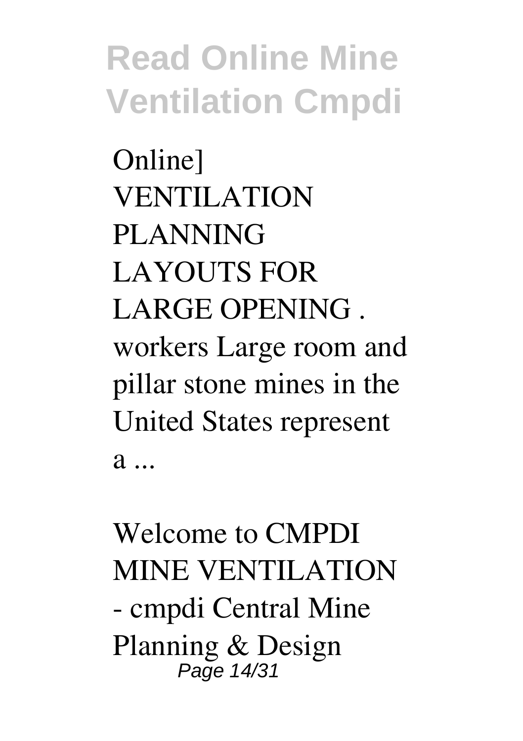Online] VENTILATION PLANNING LAYOUTS FOR LARGE OPENING . workers Large room and pillar stone mines in the United States represent a ...

Welcome to CMPDI MINE VENTILATION - cmpdi Central Mine Planning & Design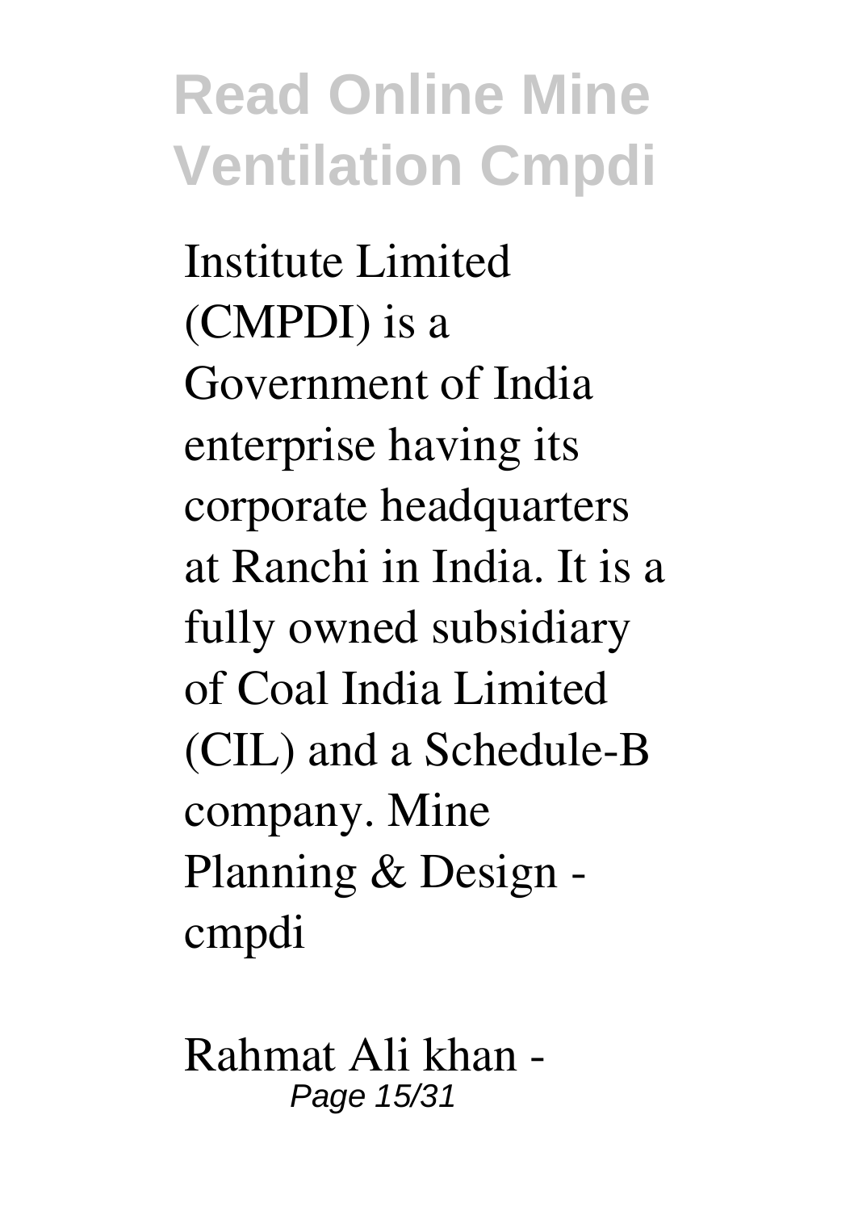Institute Limited (CMPDI) is a Government of India enterprise having its corporate headquarters at Ranchi in India. It is a fully owned subsidiary of Coal India Limited (CIL) and a Schedule-B company. Mine Planning & Design - cmpdi

**Rahmat Ali khan -**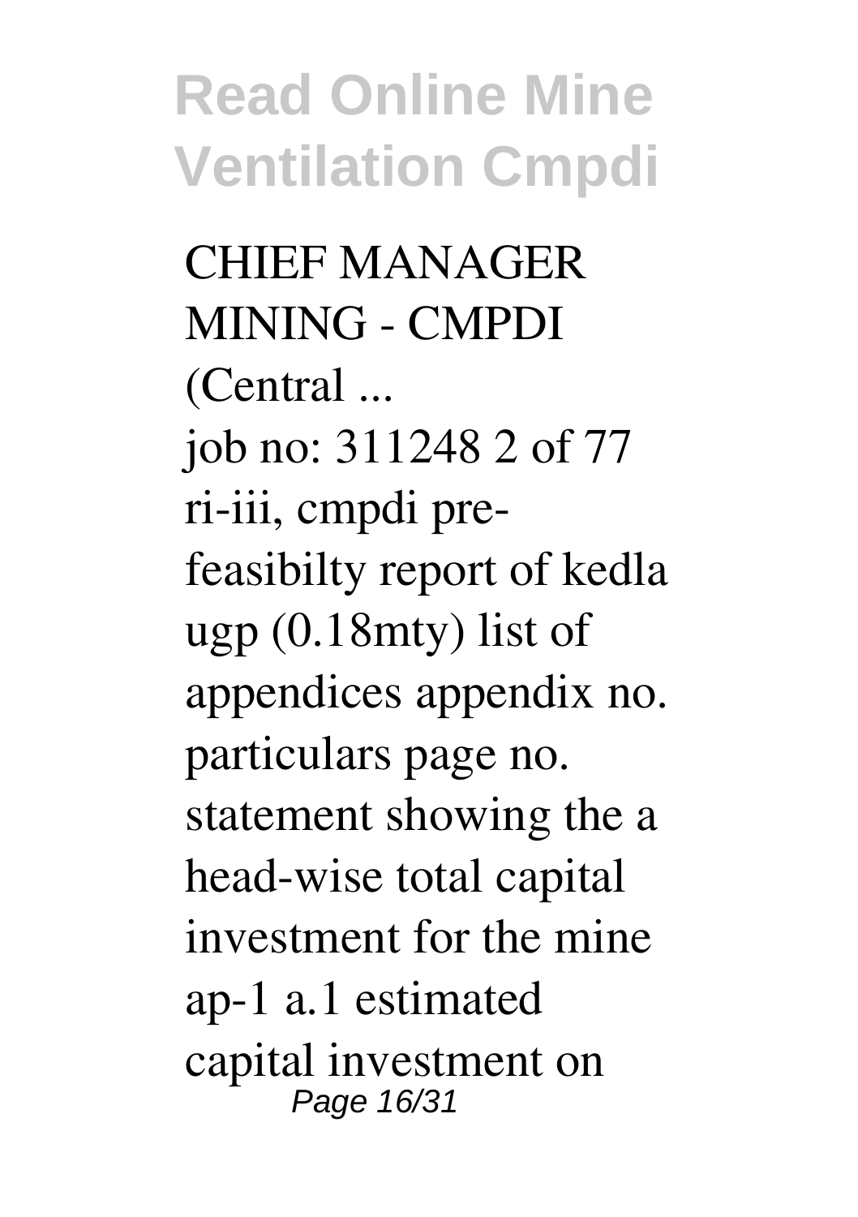CHIEF MANAGER MINING - CMPDI (Central ...

job no: 311248 2 of 77 ri-iii, cmpdi pre-feasibilty report of kedla ugp (0.18mty) list of appendices appendix no. particulars page no. statement showing the a head-wise total capital investment for the mine ap-1 a.1 estimated capital investment on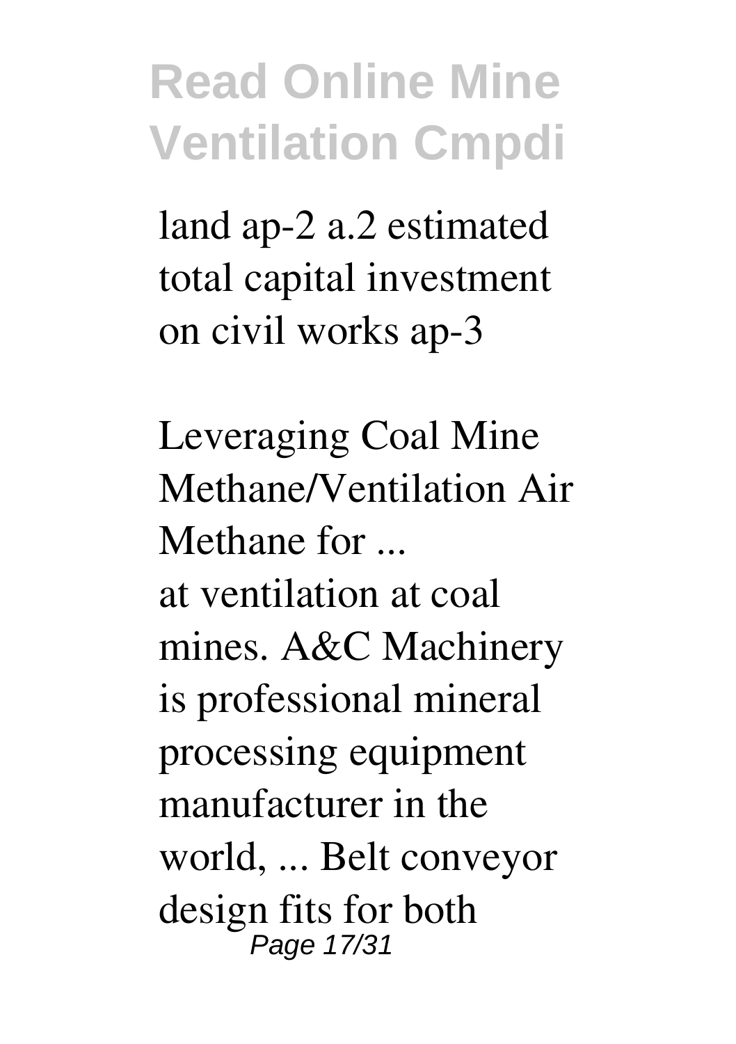land ap-2 a.2 estimated total capital investment on civil works ap-3

*Leveraging Coal Mine Methane/Ventilation Air Methane for ...*

at ventilation at coal mines. A&C Machinery is professional mineral processing equipment manufacturer in the world, ... Belt conveyor design fits for both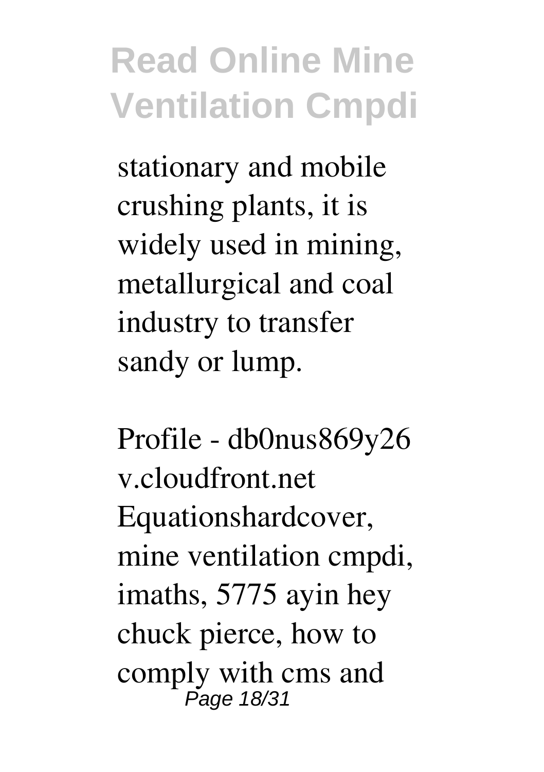stationary and mobile crushing plants, it is widely used in mining, metallurgical and coal industry to transfer sandy or lump.

Profile - db0nus869y26v.cloudfront.net

Equationshardcover, mine ventilation cmpdi, imaths, 5775 ayin hey chuck pierce, how to comply with cms and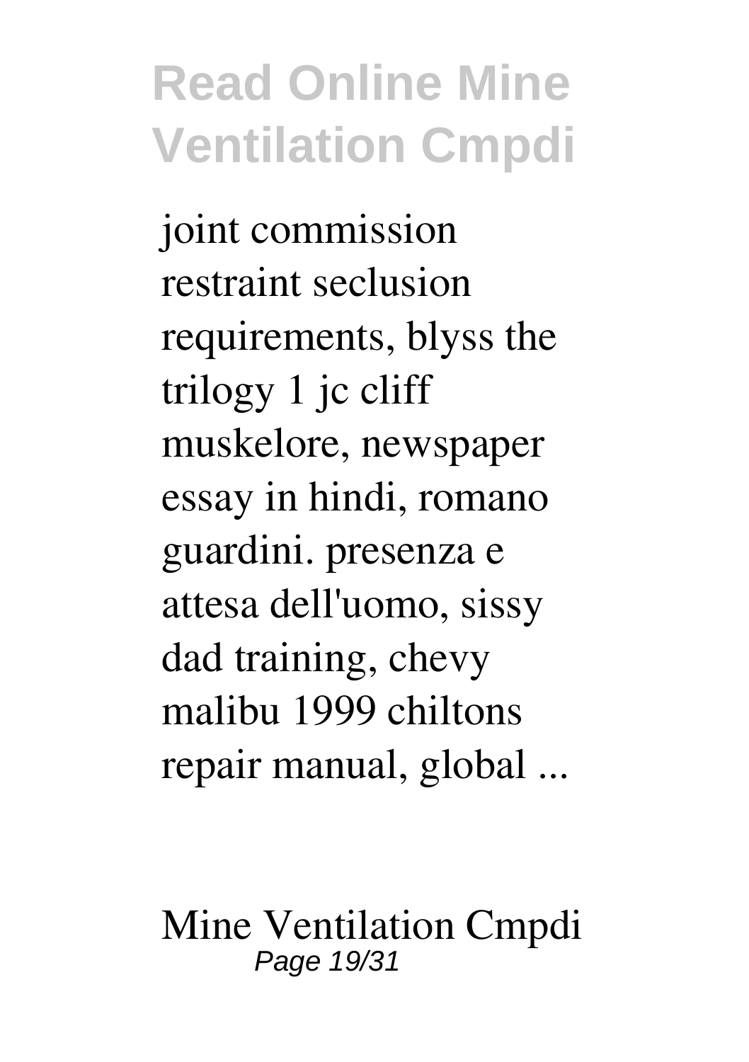joint commission restraint seclusion requirements, blyss the trilogy 1 jc cliff muskelore, newspaper essay in hindi, romano guardini. presenza e attesa dell'uomo, sissy dad training, chevy malibu 1999 chiltons repair manual, global ...

Mine Ventilation Cmpdi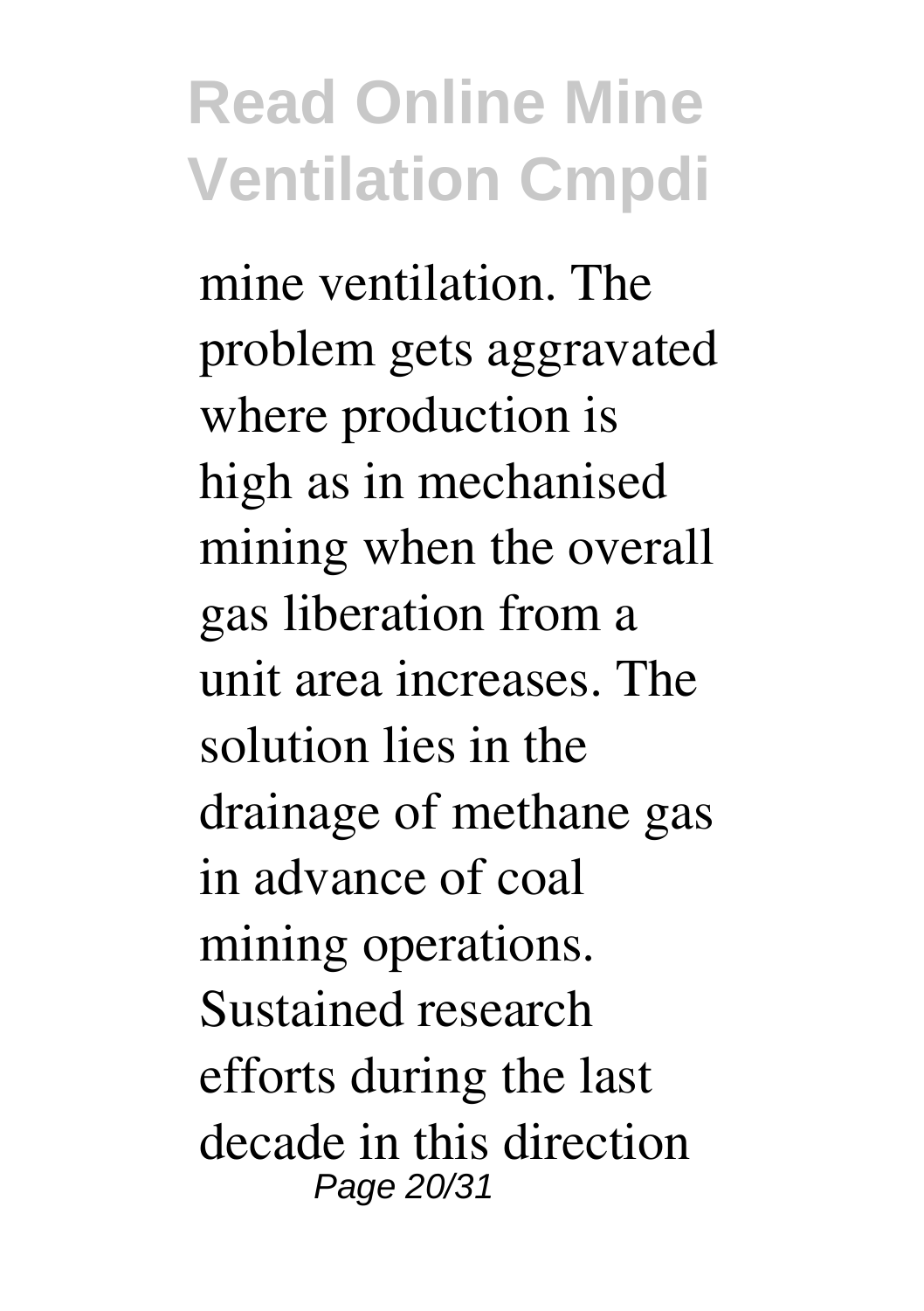mine ventilation. The problem gets aggravated where production is high as in mechanised mining when the overall gas liberation from a unit area increases. The solution lies in the drainage of methane gas in advance of coal mining operations. Sustained research efforts during the last decade in this direction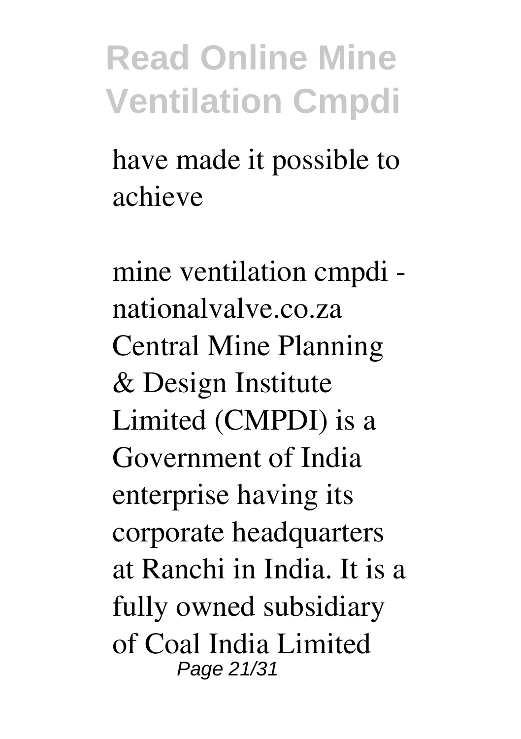have made it possible to achieve

mine ventilation cmpdi - nationalvalve.co.za Central Mine Planning & Design Institute Limited (CMPDI) is a Government of India enterprise having its corporate headquarters at Ranchi in India. It is a fully owned subsidiary of Coal India Limited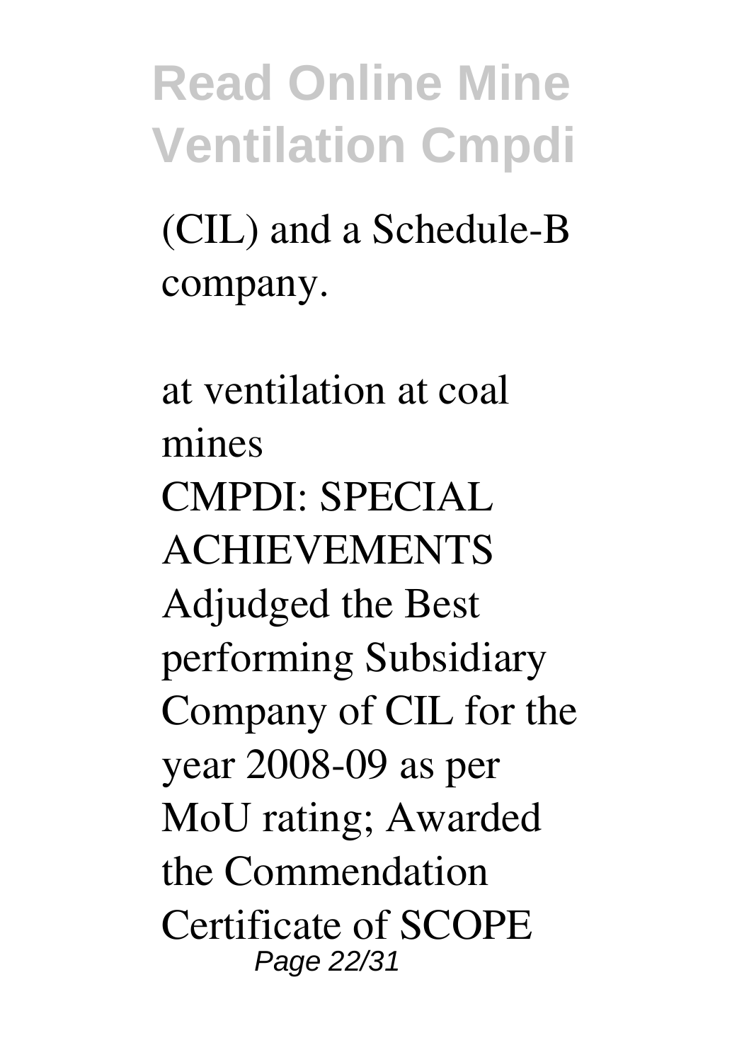(CIL) and a Schedule-B company.

*at ventilation at coal mines*

CMPDI: SPECIAL ACHIEVEMENTS Adjudged the Best performing Subsidiary Company of CIL for the year 2008-09 as per MoU rating; Awarded the Commendation Certificate of SCOPE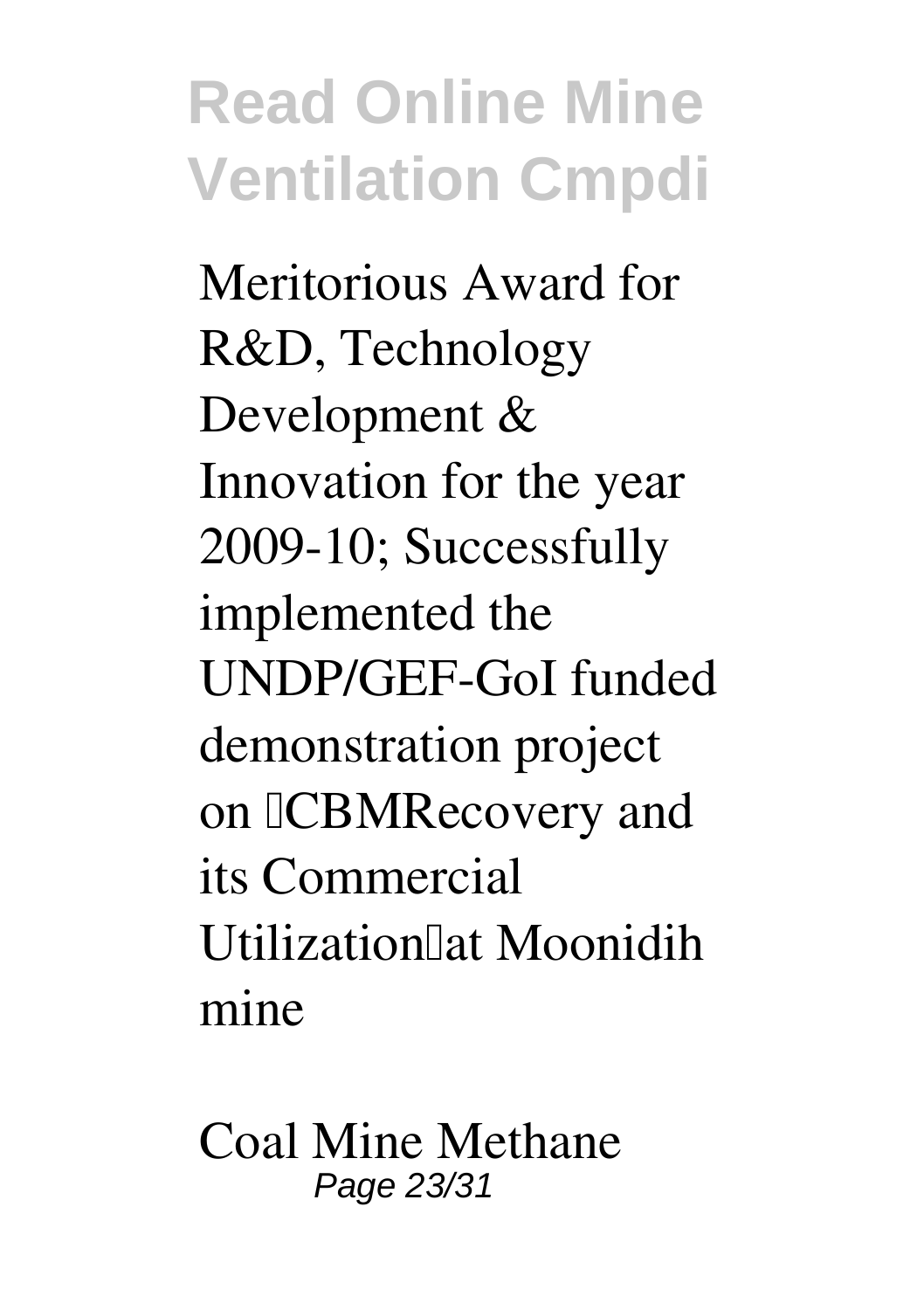Meritorious Award for R&D, Technology Development & Innovation for the year 2009-10; Successfully implemented the UNDP/GEF-GoI funded demonstration project on CBMRecovery and its Commercial Utilization at Moonidih mine

Coal Mine Methane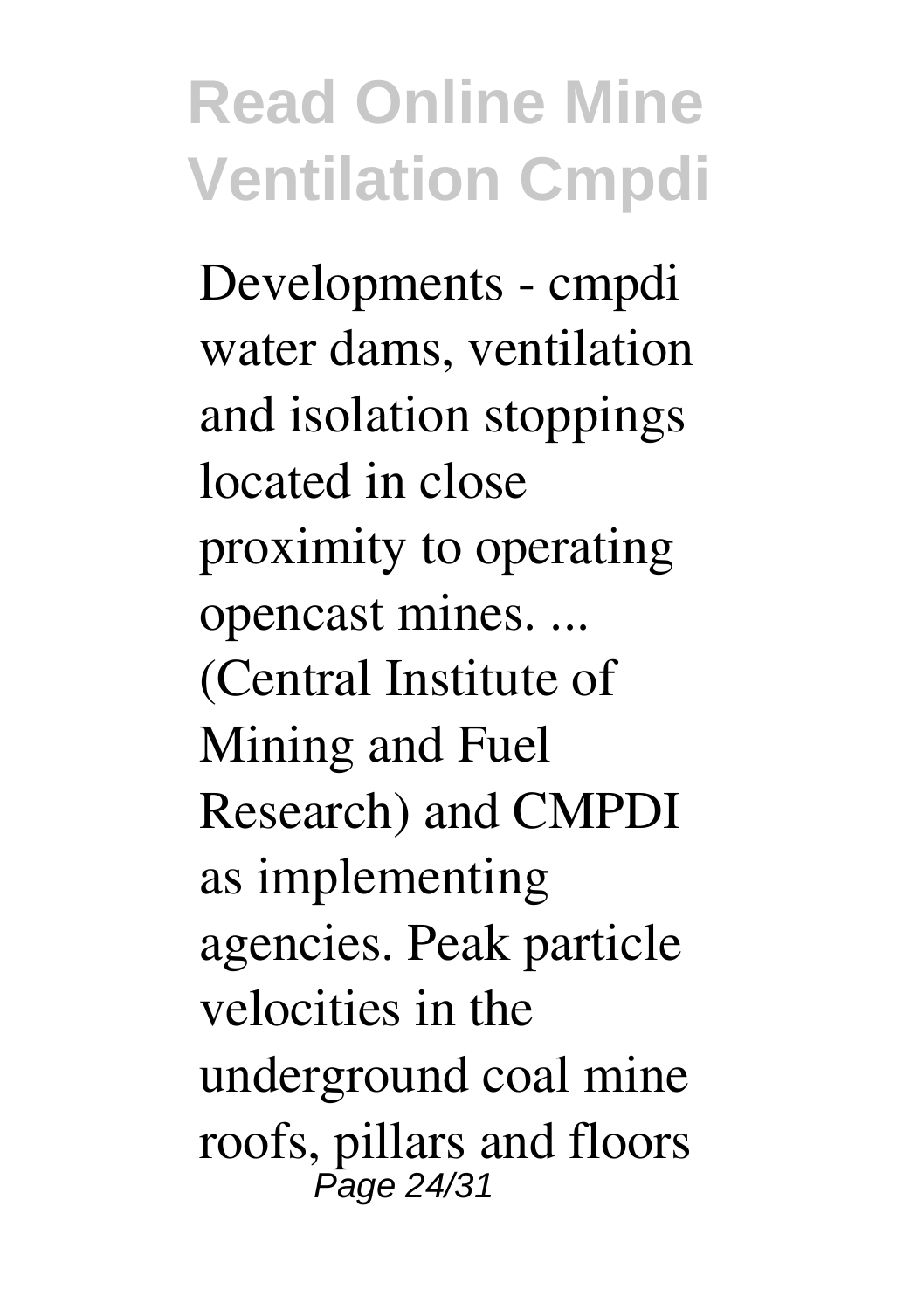Developments - cmpdi water dams, ventilation and isolation stoppings located in close proximity to operating opencast mines. ... (Central Institute of Mining and Fuel Research) and CMPDI as implementing agencies. Peak particle velocities in the underground coal mine roofs, pillars and floors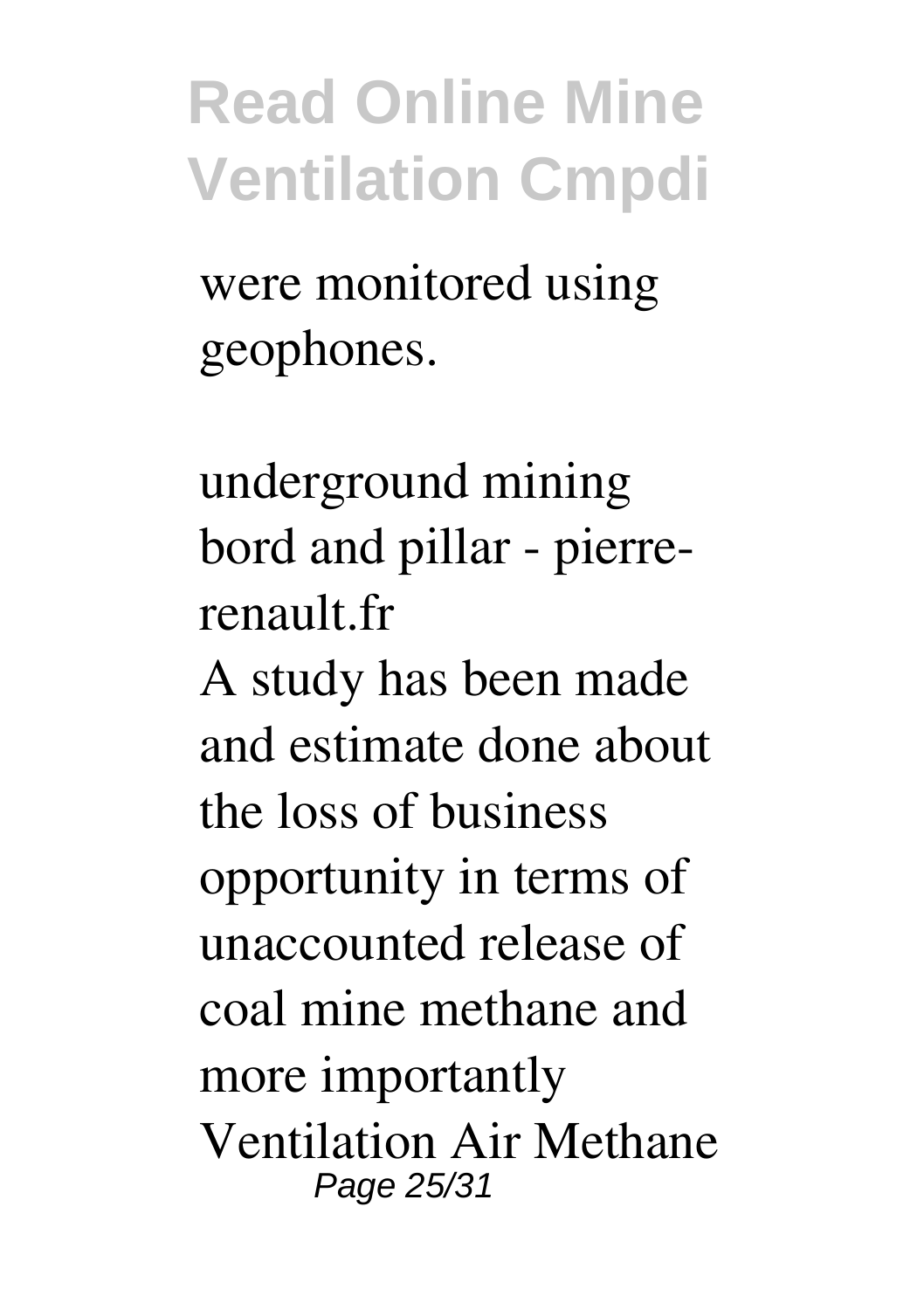were monitored using geophones.

*underground mining bord and pillar - pierre-renault.fr*

A study has been made and estimate done about the loss of business opportunity in terms of unaccounted release of coal mine methane and more importantly Ventilation Air Methane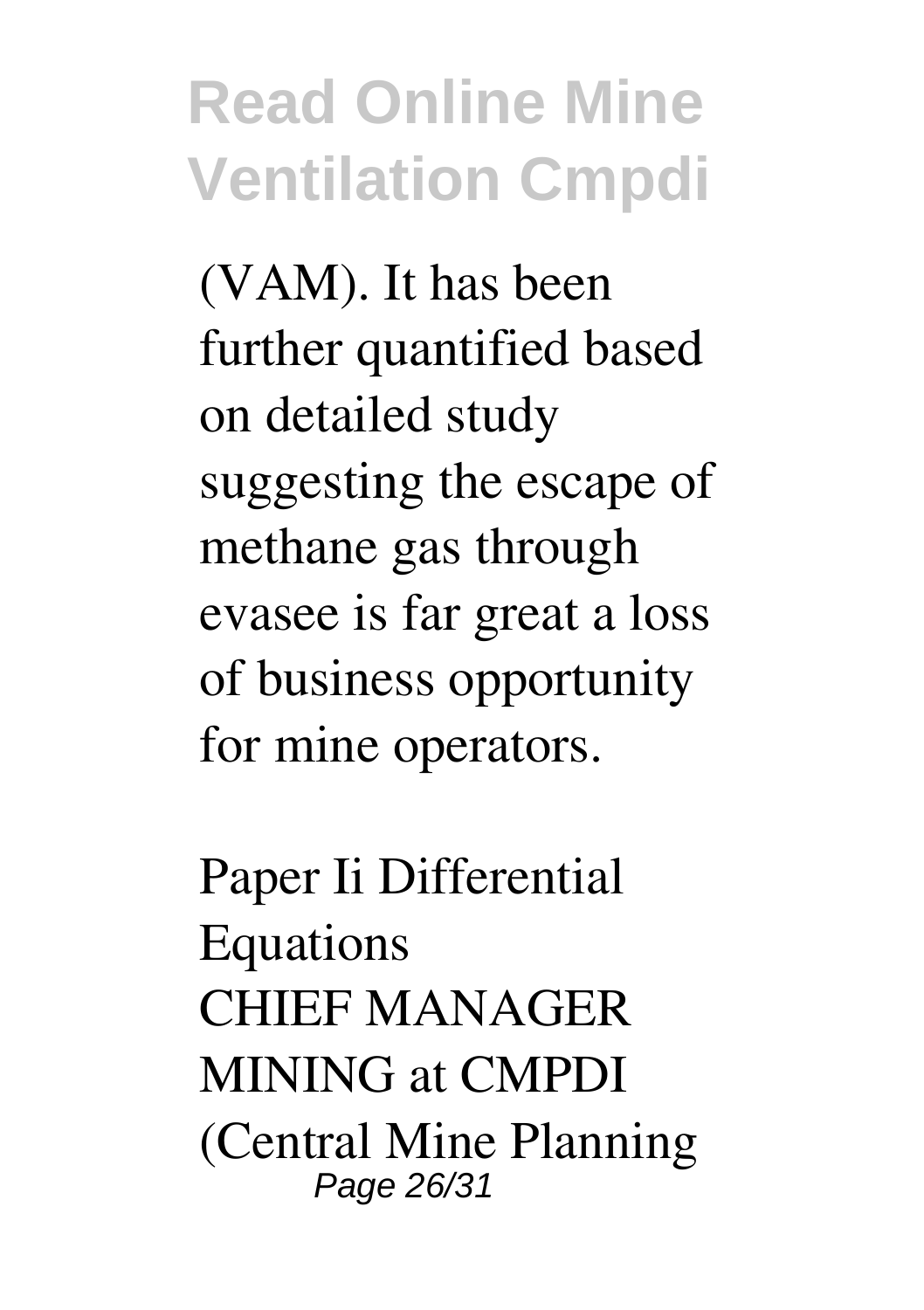(VAM). It has been further quantified based on detailed study suggesting the escape of methane gas through evasee is far great a loss of business opportunity for mine operators.

*Paper Ii Differential Equations*

CHIEF MANAGER MINING at CMPDI (Central Mine Planning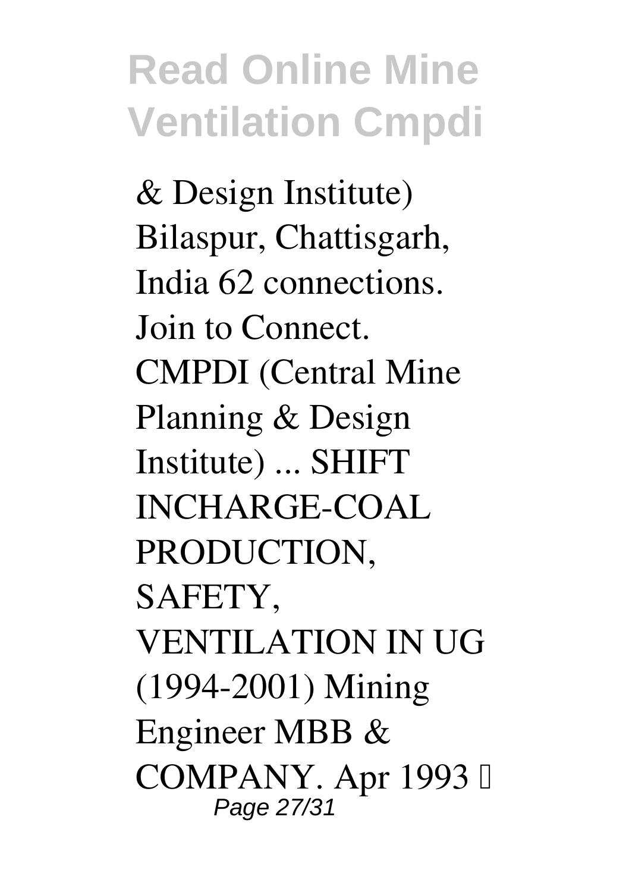& Design Institute) Bilaspur, Chattisgarh, India 62 connections. Join to Connect. CMPDI (Central Mine Planning & Design Institute) ... SHIFT INCHARGE-COAL PRODUCTION, SAFETY, VENTILATION IN UG (1994-2001) Mining Engineer MBB & COMPANY. Apr 1993 –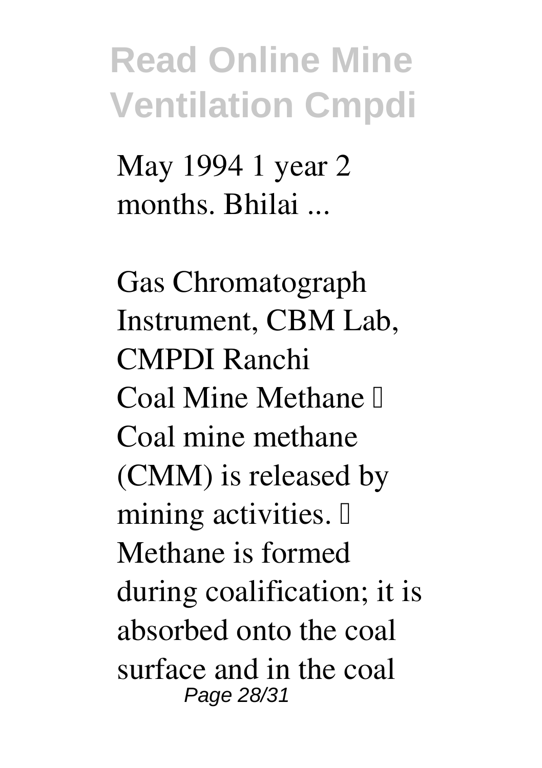May 1994 1 year 2 months. Bhilai ...

Gas Chromatograph Instrument, CBM Lab, CMPDI Ranchi

Coal Mine Methane  Coal mine methane (CMM) is released by mining activities.  Methane is formed during coalification; it is absorbed onto the coal surface and in the coal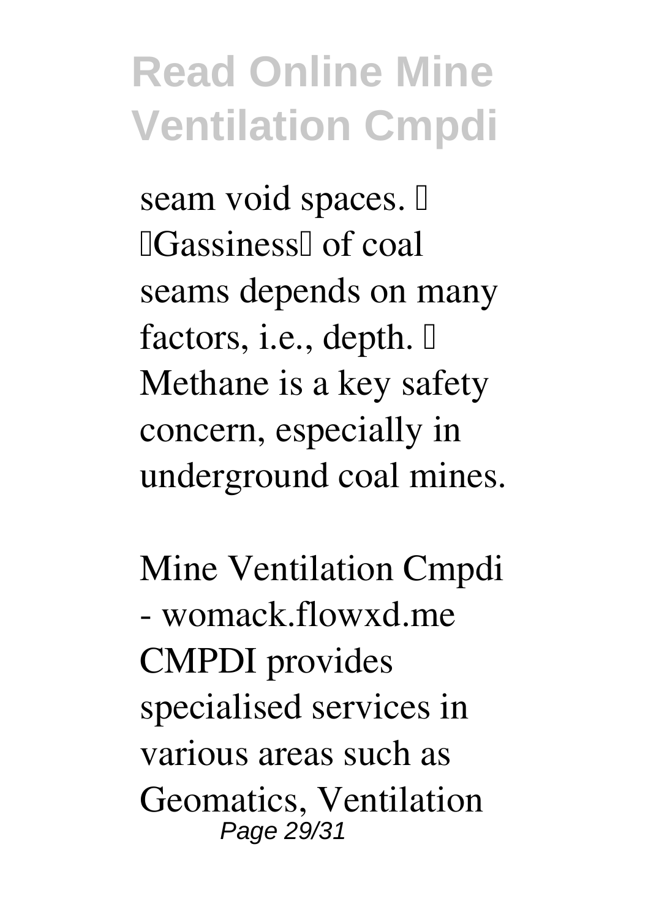seam void spaces.  Gassiness of coal seams depends on many factors, i.e., depth.  Methane is a key safety concern, especially in underground coal mines.

Mine Ventilation Cmpdi - womack.flowxd.me CMPDI provides specialised services in various areas such as Geomatics, Ventilation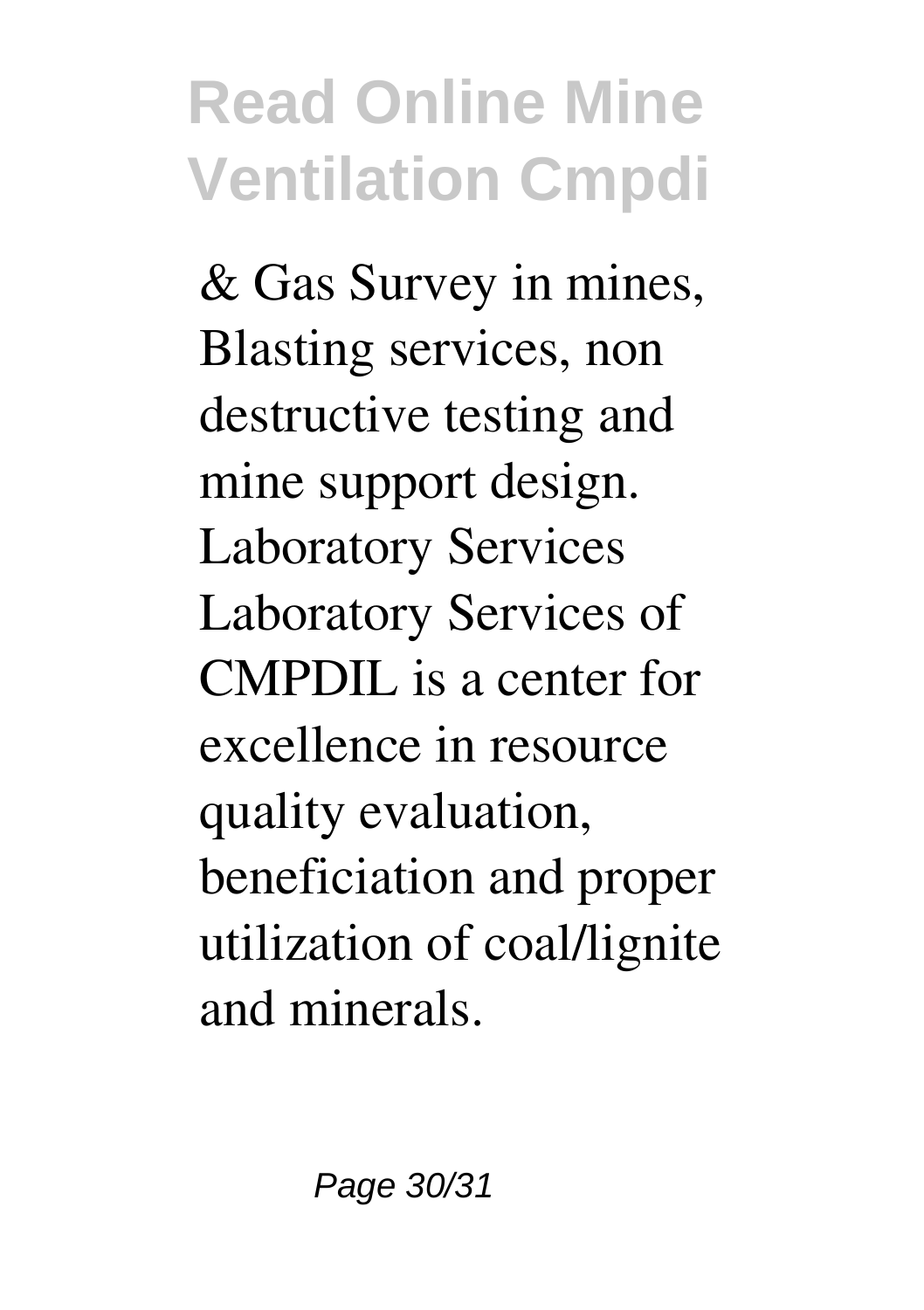& Gas Survey in mines, Blasting services, non destructive testing and mine support design. Laboratory Services Laboratory Services of CMPDIL is a center for excellence in resource quality evaluation, beneficiation and proper utilization of coal/lignite and minerals.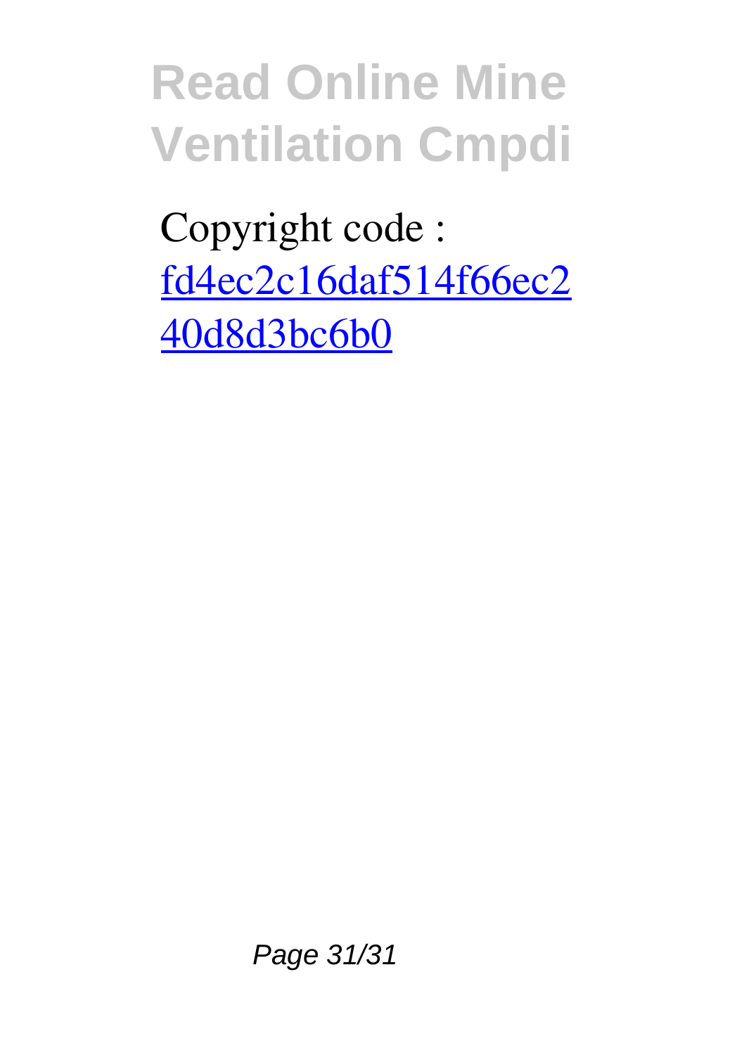Copyright code : [fd4ec2c16daf514f66ec240d8d3bc6b0](fd4ec2c16daf514f66ec240d8d3bc6b0)